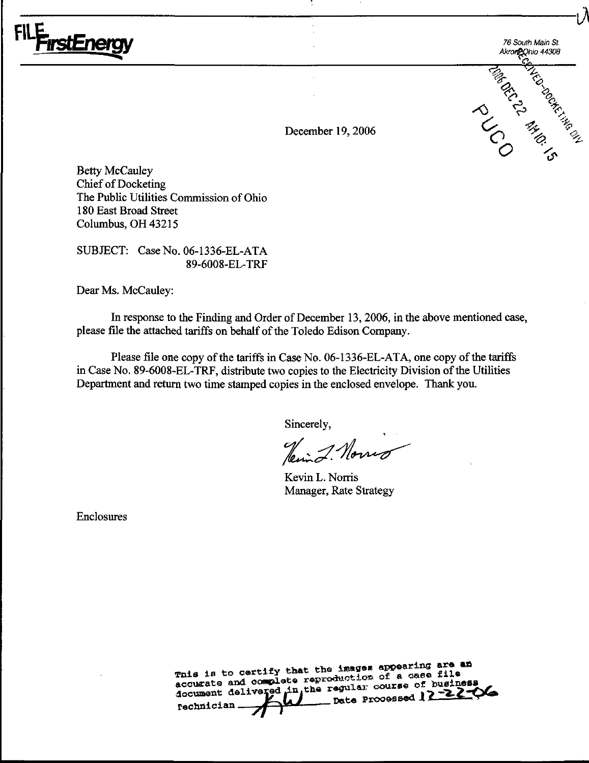FILE FirstEnergy

76 South Main St.
Akron, Ohio 44308

RECEIVED-DOCKETING DIV
2006 DEC 22 AM 10: 15
PUCO

December 19, 2006

Betty McCauley
Chief of Docketing
The Public Utilities Commission of Ohio
180 East Broad Street
Columbus, OH 43215

SUBJECT: Case No. 06-1336-EL-ATA
89-6008-EL-TRF

Dear Ms. McCauley:

In response to the Finding and Order of December 13, 2006, in the above mentioned case, please file the attached tariffs on behalf of the Toledo Edison Company.

Please file one copy of the tariffs in Case No. 06-1336-EL-ATA, one copy of the tariffs in Case No. 89-6008-EL-TRF, distribute two copies to the Electricity Division of the Utilities Department and return two time stamped copies in the enclosed envelope. Thank you.

Sincerely,

Kevin L. Norris
Manager, Rate Strategy

Enclosures

This is to certify that the images appearing are an accurate and complete reproduction of a case file document delivered in the regular course of business
Technician ______ Date Processed 12-22-06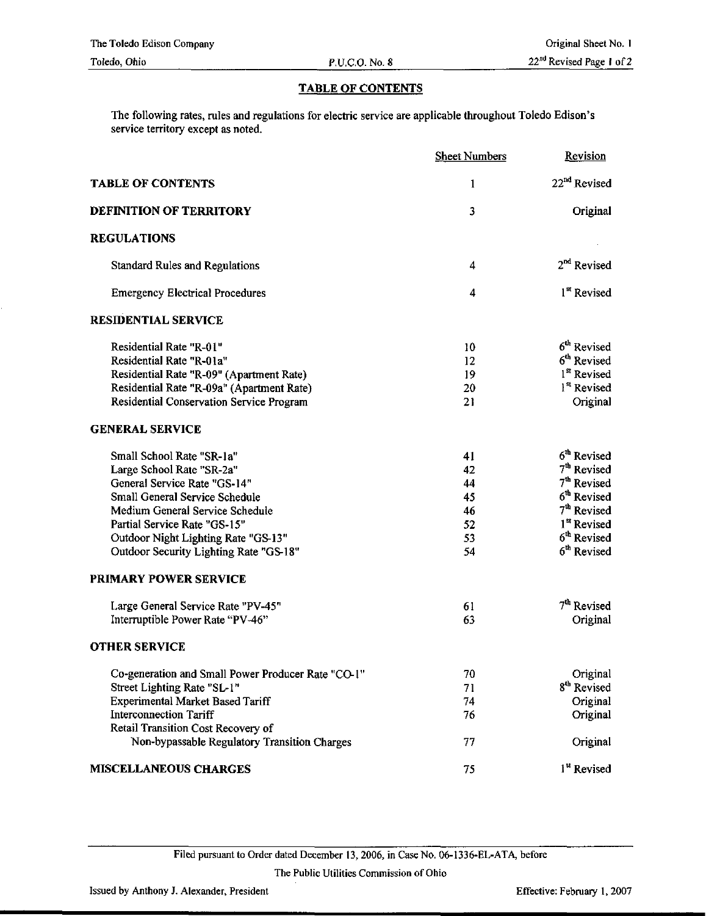## TABLE OF CONTENTS

The following rates, rules and regulations for electric service are applicable throughout Toledo Edison's service territory except as noted.

| | Sheet Numbers | Revision |
|---|---|---|
| **TABLE OF CONTENTS** | 1 | 22nd Revised |
| **DEFINITION OF TERRITORY** | 3 | Original |
| **REGULATIONS** | | |
| Standard Rules and Regulations | 4 | 2nd Revised |
| Emergency Electrical Procedures | 4 | 1st Revised |
| **RESIDENTIAL SERVICE** | | |
| Residential Rate "R-01" | 10 | 6th Revised |
| Residential Rate "R-01a" | 12 | 6th Revised |
| Residential Rate "R-09" (Apartment Rate) | 19 | 1st Revised |
| Residential Rate "R-09a" (Apartment Rate) | 20 | 1st Revised |
| Residential Conservation Service Program | 21 | Original |
| **GENERAL SERVICE** | | |
| Small School Rate "SR-1a" | 41 | 6th Revised |
| Large School Rate "SR-2a" | 42 | 7th Revised |
| General Service Rate "GS-14" | 44 | 7th Revised |
| Small General Service Schedule | 45 | 6th Revised |
| Medium General Service Schedule | 46 | 7th Revised |
| Partial Service Rate "GS-15" | 52 | 1st Revised |
| Outdoor Night Lighting Rate "GS-13" | 53 | 6th Revised |
| Outdoor Security Lighting Rate "GS-18" | 54 | 6th Revised |
| **PRIMARY POWER SERVICE** | | |
| Large General Service Rate "PV-45" | 61 | 7th Revised |
| Interruptible Power Rate "PV-46" | 63 | Original |
| **OTHER SERVICE** | | |
| Co-generation and Small Power Producer Rate "CO-1" | 70 | Original |
| Street Lighting Rate "SL-1" | 71 | 8th Revised |
| Experimental Market Based Tariff | 74 | Original |
| Interconnection Tariff | 76 | Original |
| Retail Transition Cost Recovery of Non-bypassable Regulatory Transition Charges | 77 | Original |
| **MISCELLANEOUS CHARGES** | 75 | 1st Revised |

Filed pursuant to Order dated December 13, 2006, in Case No. 06-1336-EL-ATA, before The Public Utilities Commission of Ohio

Issued by Anthony J. Alexander, President

Effective: February 1, 2007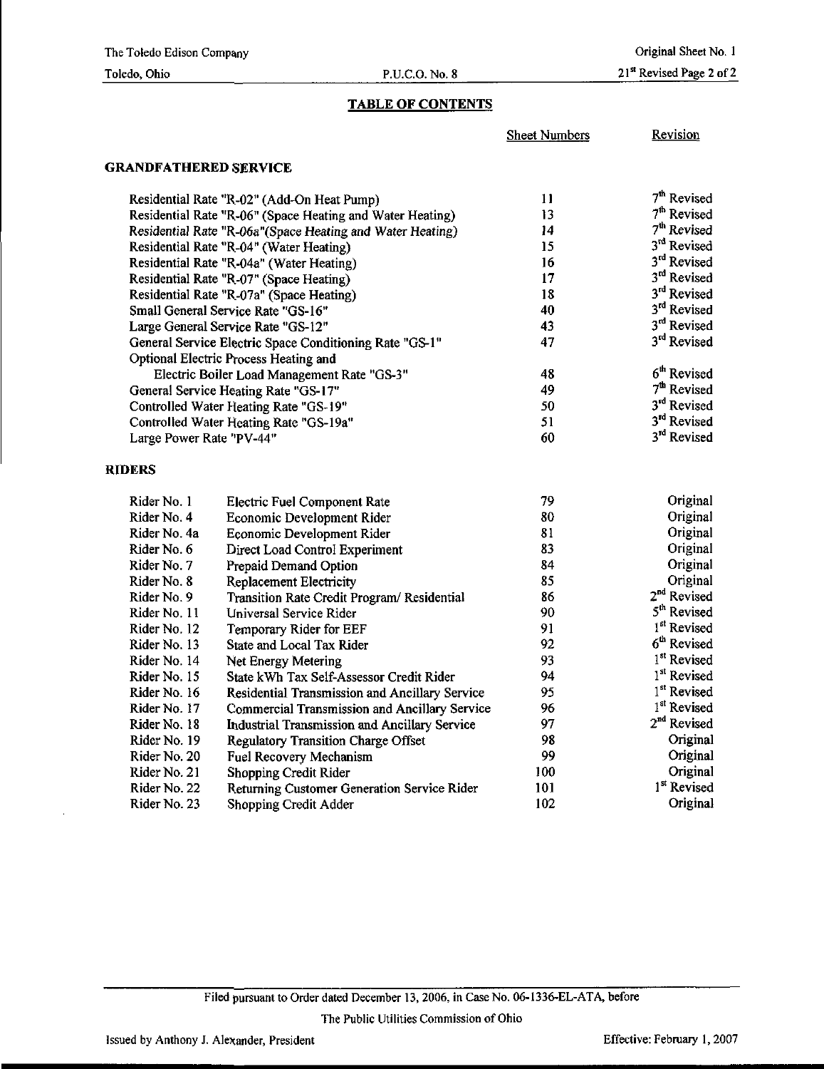The Toledo Edison Company
Toledo, Ohio

P.U.C.O. No. 8

Original Sheet No. 1
21st Revised Page 2 of 2

## TABLE OF CONTENTS

### GRANDFATHERED SERVICE

| | Sheet Numbers | Revision |
|---|---|---|
| Residential Rate "R-02" (Add-On Heat Pump) | 11 | 7th Revised |
| Residential Rate "R-06" (Space Heating and Water Heating) | 13 | 7th Revised |
| Residential Rate "R-06a"(Space Heating and Water Heating) | 14 | 7th Revised |
| Residential Rate "R-04" (Water Heating) | 15 | 3rd Revised |
| Residential Rate "R-04a" (Water Heating) | 16 | 3rd Revised |
| Residential Rate "R-07" (Space Heating) | 17 | 3rd Revised |
| Residential Rate "R-07a" (Space Heating) | 18 | 3rd Revised |
| Small General Service Rate "GS-16" | 40 | 3rd Revised |
| Large General Service Rate "GS-12" | 43 | 3rd Revised |
| General Service Electric Space Conditioning Rate "GS-1" | 47 | 3rd Revised |
| Optional Electric Process Heating and Electric Boiler Load Management Rate "GS-3" | 48 | 6th Revised |
| General Service Heating Rate "GS-17" | 49 | 7th Revised |
| Controlled Water Heating Rate "GS-19" | 50 | 3rd Revised |
| Controlled Water Heating Rate "GS-19a" | 51 | 3rd Revised |
| Large Power Rate "PV-44" | 60 | 3rd Revised |

### RIDERS

| Rider | Description | Sheet Numbers | Revision |
|---|---|---|---|
| Rider No. 1 | Electric Fuel Component Rate | 79 | Original |
| Rider No. 4 | Economic Development Rider | 80 | Original |
| Rider No. 4a | Economic Development Rider | 81 | Original |
| Rider No. 6 | Direct Load Control Experiment | 83 | Original |
| Rider No. 7 | Prepaid Demand Option | 84 | Original |
| Rider No. 8 | Replacement Electricity | 85 | Original |
| Rider No. 9 | Transition Rate Credit Program/ Residential | 86 | 2nd Revised |
| Rider No. 11 | Universal Service Rider | 90 | 5th Revised |
| Rider No. 12 | Temporary Rider for EEF | 91 | 1st Revised |
| Rider No. 13 | State and Local Tax Rider | 92 | 6th Revised |
| Rider No. 14 | Net Energy Metering | 93 | 1st Revised |
| Rider No. 15 | State kWh Tax Self-Assessor Credit Rider | 94 | 1st Revised |
| Rider No. 16 | Residential Transmission and Ancillary Service | 95 | 1st Revised |
| Rider No. 17 | Commercial Transmission and Ancillary Service | 96 | 1st Revised |
| Rider No. 18 | Industrial Transmission and Ancillary Service | 97 | 2nd Revised |
| Rider No. 19 | Regulatory Transition Charge Offset | 98 | Original |
| Rider No. 20 | Fuel Recovery Mechanism | 99 | Original |
| Rider No. 21 | Shopping Credit Rider | 100 | Original |
| Rider No. 22 | Returning Customer Generation Service Rider | 101 | 1st Revised |
| Rider No. 23 | Shopping Credit Adder | 102 | Original |

Filed pursuant to Order dated December 13, 2006, in Case No. 06-1336-EL-ATA, before

The Public Utilities Commission of Ohio

Issued by Anthony J. Alexander, President

Effective: February 1, 2007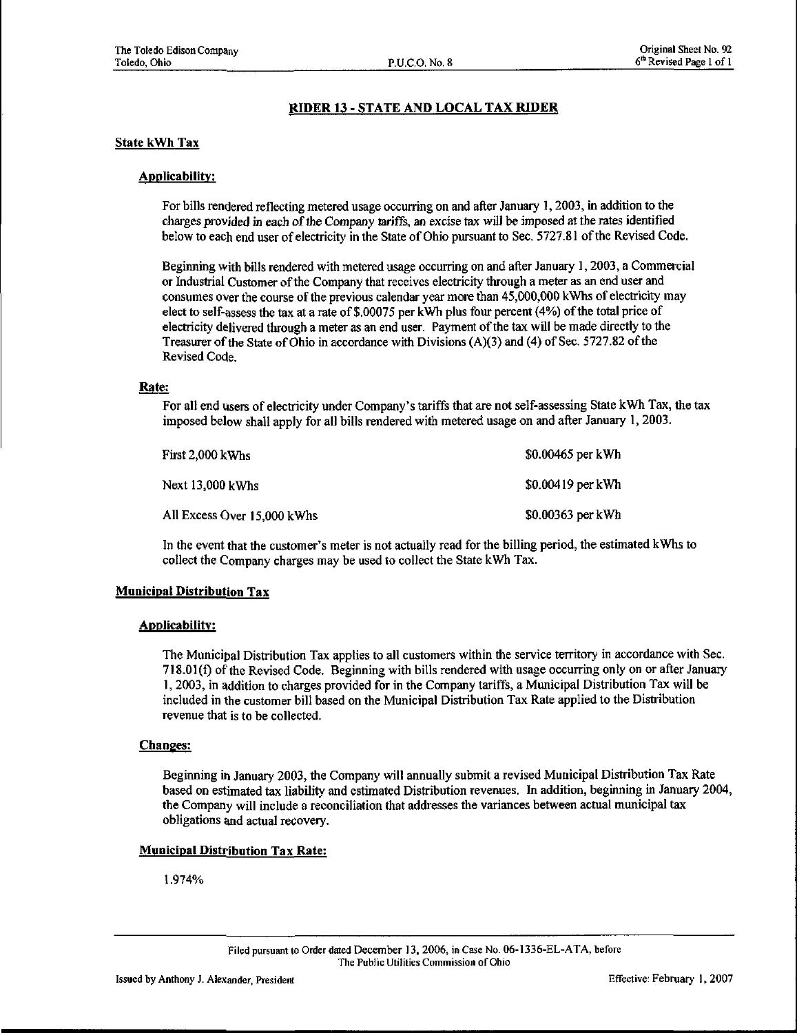## RIDER 13 - STATE AND LOCAL TAX RIDER

### State kWh Tax

#### Applicability:

For bills rendered reflecting metered usage occurring on and after January 1, 2003, in addition to the charges provided in each of the Company tariffs, an excise tax will be imposed at the rates identified below to each end user of electricity in the State of Ohio pursuant to Sec. 5727.81 of the Revised Code.

Beginning with bills rendered with metered usage occurring on and after January 1, 2003, a Commercial or Industrial Customer of the Company that receives electricity through a meter as an end user and consumes over the course of the previous calendar year more than 45,000,000 kWhs of electricity may elect to self-assess the tax at a rate of $.00075 per kWh plus four percent (4%) of the total price of electricity delivered through a meter as an end user. Payment of the tax will be made directly to the Treasurer of the State of Ohio in accordance with Divisions (A)(3) and (4) of Sec. 5727.82 of the Revised Code.

#### Rate:

For all end users of electricity under Company's tariffs that are not self-assessing State kWh Tax, the tax imposed below shall apply for all bills rendered with metered usage on and after January 1, 2003.

| | |
|---|---|
| First 2,000 kWhs | $0.00465 per kWh |
| Next 13,000 kWhs | $0.00419 per kWh |
| All Excess Over 15,000 kWhs | $0.00363 per kWh |

In the event that the customer's meter is not actually read for the billing period, the estimated kWhs to collect the Company charges may be used to collect the State kWh Tax.

### Municipal Distribution Tax

#### Applicability:

The Municipal Distribution Tax applies to all customers within the service territory in accordance with Sec. 718.01(f) of the Revised Code. Beginning with bills rendered with usage occurring only on or after January 1, 2003, in addition to charges provided for in the Company tariffs, a Municipal Distribution Tax will be included in the customer bill based on the Municipal Distribution Tax Rate applied to the Distribution revenue that is to be collected.

#### Changes:

Beginning in January 2003, the Company will annually submit a revised Municipal Distribution Tax Rate based on estimated tax liability and estimated Distribution revenues. In addition, beginning in January 2004, the Company will include a reconciliation that addresses the variances between actual municipal tax obligations and actual recovery.

#### Municipal Distribution Tax Rate:

1.974%

Filed pursuant to Order dated December 13, 2006, in Case No. 06-1336-EL-ATA, before The Public Utilities Commission of Ohio

Issued by Anthony J. Alexander, President

Effective: February 1, 2007